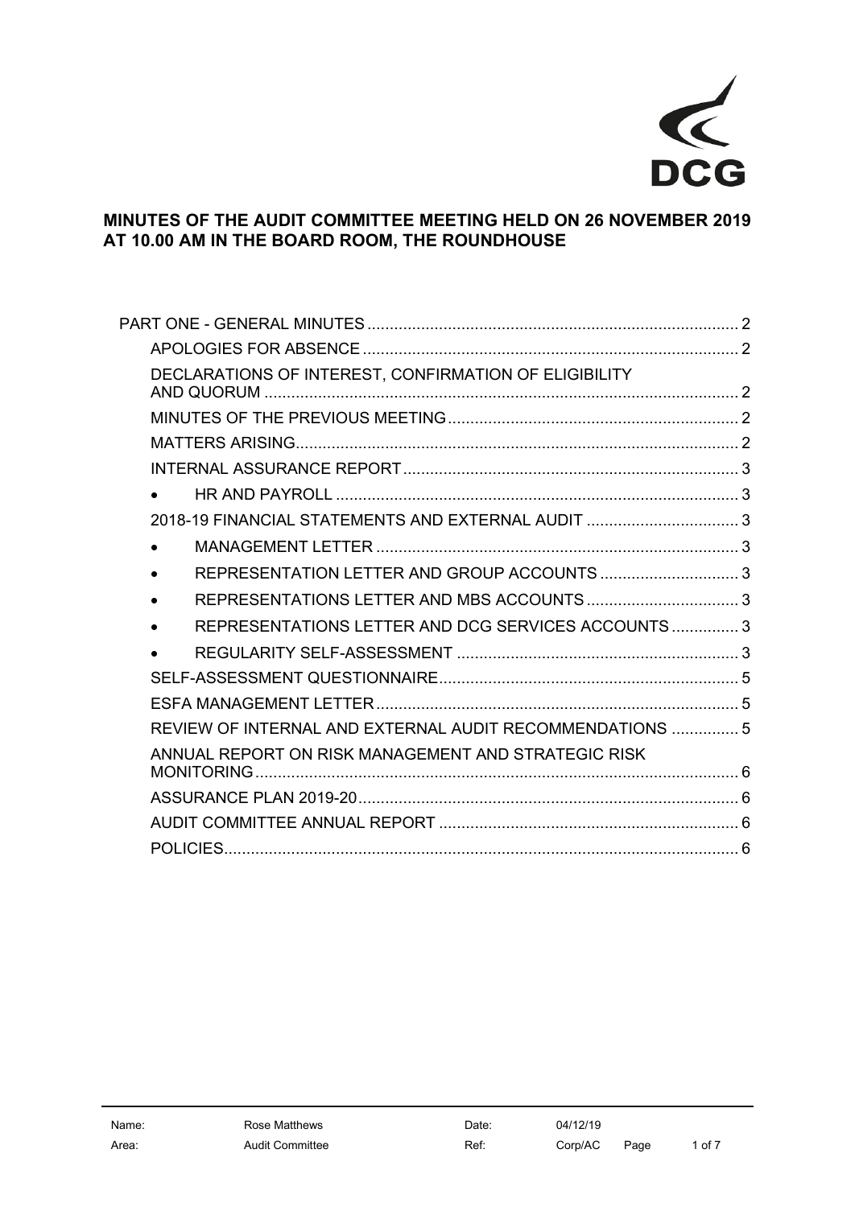DCG

# MINUTES OF THE AUDIT COMMITTEE MEETING HELD ON 26 NOVEMBER 2019 AT 10.00 AM IN THE BOARD ROOM, THE ROUNDHOUSE

- PART ONE - GENERAL MINUTES .......... 2
  - APOLOGIES FOR ABSENCE .......... 2
  - DECLARATIONS OF INTEREST, CONFIRMATION OF ELIGIBILITY AND QUORUM .......... 2
  - MINUTES OF THE PREVIOUS MEETING .......... 2
  - MATTERS ARISING .......... 2
  - INTERNAL ASSURANCE REPORT .......... 3
    - HR AND PAYROLL .......... 3
  - 2018-19 FINANCIAL STATEMENTS AND EXTERNAL AUDIT .......... 3
    - MANAGEMENT LETTER .......... 3
    - REPRESENTATION LETTER AND GROUP ACCOUNTS .......... 3
    - REPRESENTATIONS LETTER AND MBS ACCOUNTS .......... 3
    - REPRESENTATIONS LETTER AND DCG SERVICES ACCOUNTS .......... 3
    - REGULARITY SELF-ASSESSMENT .......... 3
  - SELF-ASSESSMENT QUESTIONNAIRE .......... 5
  - ESFA MANAGEMENT LETTER .......... 5
  - REVIEW OF INTERNAL AND EXTERNAL AUDIT RECOMMENDATIONS .......... 5
  - ANNUAL REPORT ON RISK MANAGEMENT AND STRATEGIC RISK MONITORING .......... 6
  - ASSURANCE PLAN 2019-20 .......... 6
  - AUDIT COMMITTEE ANNUAL REPORT .......... 6
  - POLICIES .......... 6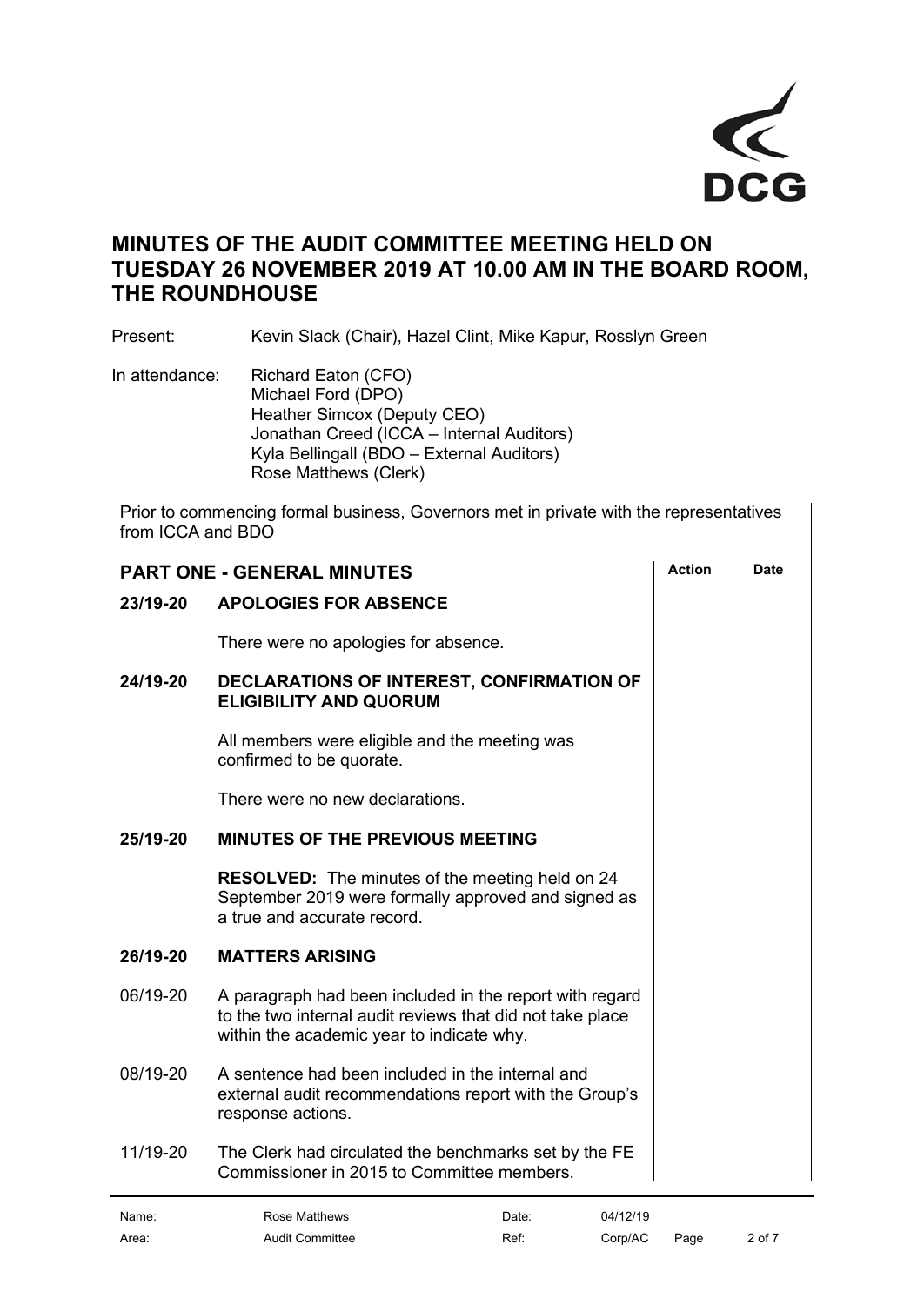# MINUTES OF THE AUDIT COMMITTEE MEETING HELD ON TUESDAY 26 NOVEMBER 2019 AT 10.00 AM IN THE BOARD ROOM, THE ROUNDHOUSE

Present: Kevin Slack (Chair), Hazel Clint, Mike Kapur, Rosslyn Green

In attendance: Richard Eaton (CFO)
Michael Ford (DPO)
Heather Simcox (Deputy CEO)
Jonathan Creed (ICCA – Internal Auditors)
Kyla Bellingall (BDO – External Auditors)
Rose Matthews (Clerk)

Prior to commencing formal business, Governors met in private with the representatives from ICCA and BDO

| PART ONE - GENERAL MINUTES | | Action | Date |
|---|---|---|---|
| **23/19-20** | **APOLOGIES FOR ABSENCE** | | |
| | There were no apologies for absence. | | |
| **24/19-20** | **DECLARATIONS OF INTEREST, CONFIRMATION OF ELIGIBILITY AND QUORUM** | | |
| | All members were eligible and the meeting was confirmed to be quorate. | | |
| | There were no new declarations. | | |
| **25/19-20** | **MINUTES OF THE PREVIOUS MEETING** | | |
| | **RESOLVED:** The minutes of the meeting held on 24 September 2019 were formally approved and signed as a true and accurate record. | | |
| **26/19-20** | **MATTERS ARISING** | | |
| 06/19-20 | A paragraph had been included in the report with regard to the two internal audit reviews that did not take place within the academic year to indicate why. | | |
| 08/19-20 | A sentence had been included in the internal and external audit recommendations report with the Group's response actions. | | |
| 11/19-20 | The Clerk had circulated the benchmarks set by the FE Commissioner in 2015 to Committee members. | | |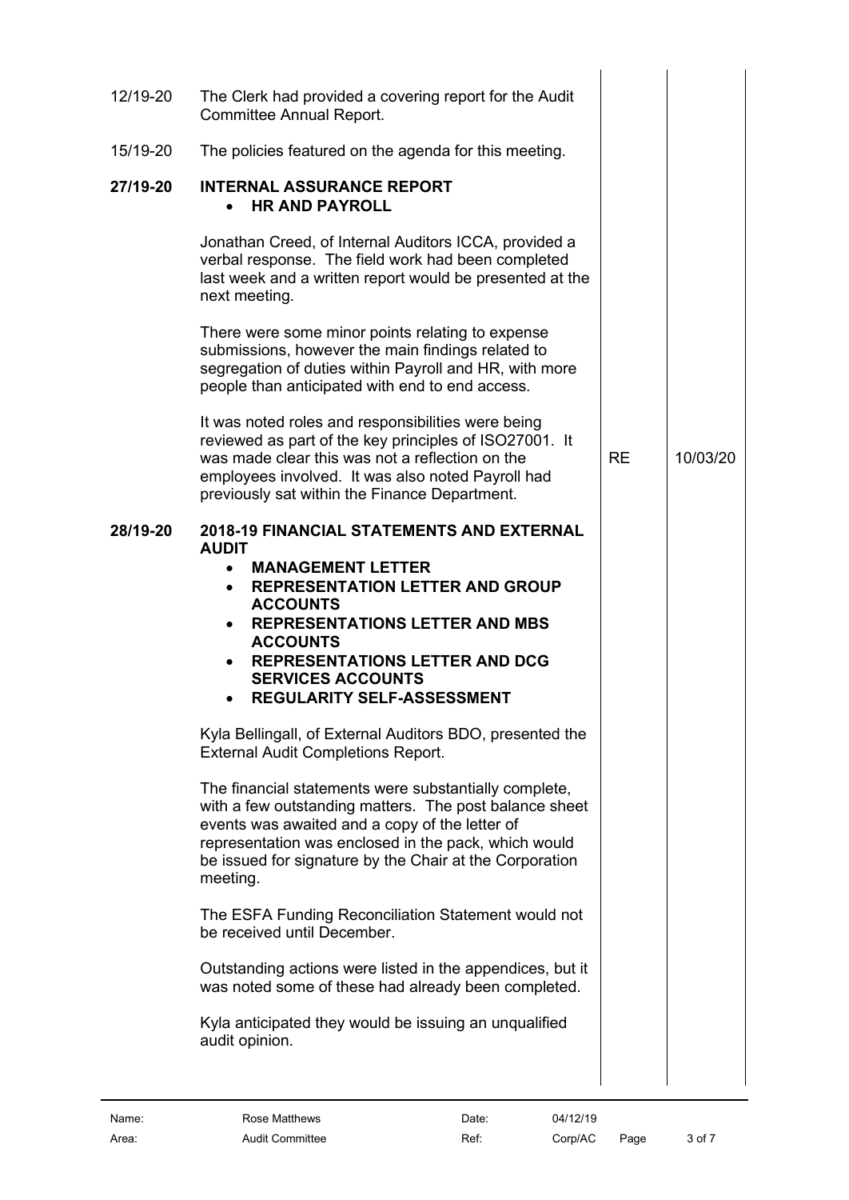| | | | |
|---|---|---|---|
| 12/19-20 | The Clerk had provided a covering report for the Audit Committee Annual Report. | | |
| 15/19-20 | The policies featured on the agenda for this meeting. | | |
| **27/19-20** | **INTERNAL ASSURANCE REPORT**<br>• **HR AND PAYROLL**<br><br>Jonathan Creed, of Internal Auditors ICCA, provided a verbal response. The field work had been completed last week and a written report would be presented at the next meeting.<br><br>There were some minor points relating to expense submissions, however the main findings related to segregation of duties within Payroll and HR, with more people than anticipated with end to end access.<br><br>It was noted roles and responsibilities were being reviewed as part of the key principles of ISO27001. It was made clear this was not a reflection on the employees involved. It was also noted Payroll had previously sat within the Finance Department. | RE | 10/03/20 |
| **28/19-20** | **2018-19 FINANCIAL STATEMENTS AND EXTERNAL AUDIT**<br>• **MANAGEMENT LETTER**<br>• **REPRESENTATION LETTER AND GROUP ACCOUNTS**<br>• **REPRESENTATIONS LETTER AND MBS ACCOUNTS**<br>• **REPRESENTATIONS LETTER AND DCG SERVICES ACCOUNTS**<br>• **REGULARITY SELF-ASSESSMENT**<br><br>Kyla Bellingall, of External Auditors BDO, presented the External Audit Completions Report.<br><br>The financial statements were substantially complete, with a few outstanding matters. The post balance sheet events was awaited and a copy of the letter of representation was enclosed in the pack, which would be issued for signature by the Chair at the Corporation meeting.<br><br>The ESFA Funding Reconciliation Statement would not be received until December.<br><br>Outstanding actions were listed in the appendices, but it was noted some of these had already been completed.<br><br>Kyla anticipated they would be issuing an unqualified audit opinion. | | |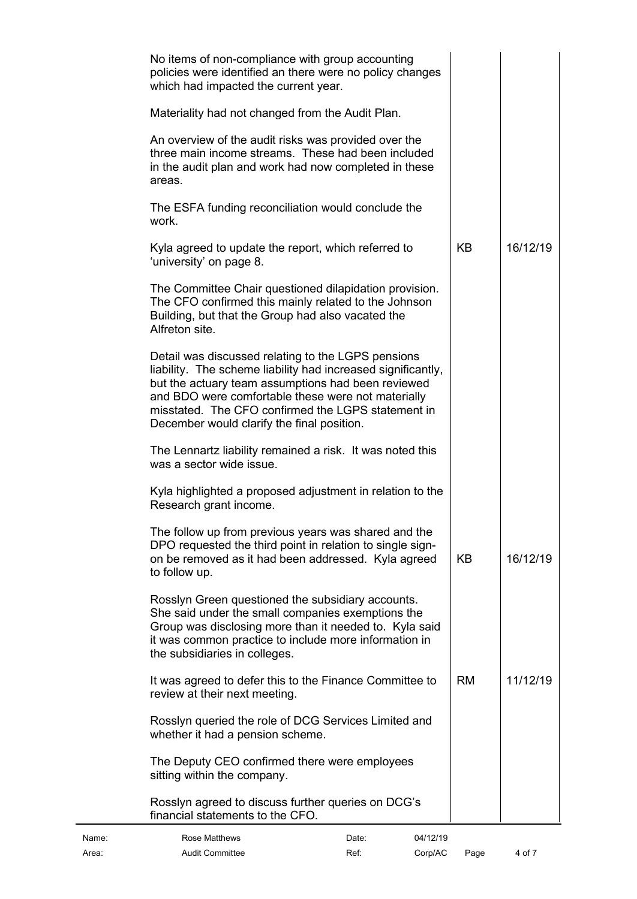| | | |
|---|---|---|
| No items of non-compliance with group accounting policies were identified an there were no policy changes which had impacted the current year. | | |
| Materiality had not changed from the Audit Plan. | | |
| An overview of the audit risks was provided over the three main income streams. These had been included in the audit plan and work had now completed in these areas. | | |
| The ESFA funding reconciliation would conclude the work. | | |
| Kyla agreed to update the report, which referred to 'university' on page 8. | KB | 16/12/19 |
| The Committee Chair questioned dilapidation provision. The CFO confirmed this mainly related to the Johnson Building, but that the Group had also vacated the Alfreton site. | | |
| Detail was discussed relating to the LGPS pensions liability. The scheme liability had increased significantly, but the actuary team assumptions had been reviewed and BDO were comfortable these were not materially misstated. The CFO confirmed the LGPS statement in December would clarify the final position. | | |
| The Lennartz liability remained a risk. It was noted this was a sector wide issue. | | |
| Kyla highlighted a proposed adjustment in relation to the Research grant income. | | |
| The follow up from previous years was shared and the DPO requested the third point in relation to single sign-on be removed as it had been addressed. Kyla agreed to follow up. | KB | 16/12/19 |
| Rosslyn Green questioned the subsidiary accounts. She said under the small companies exemptions the Group was disclosing more than it needed to. Kyla said it was common practice to include more information in the subsidiaries in colleges. | | |
| It was agreed to defer this to the Finance Committee to review at their next meeting. | RM | 11/12/19 |
| Rosslyn queried the role of DCG Services Limited and whether it had a pension scheme. | | |
| The Deputy CEO confirmed there were employees sitting within the company. | | |
| Rosslyn agreed to discuss further queries on DCG's financial statements to the CFO. | | |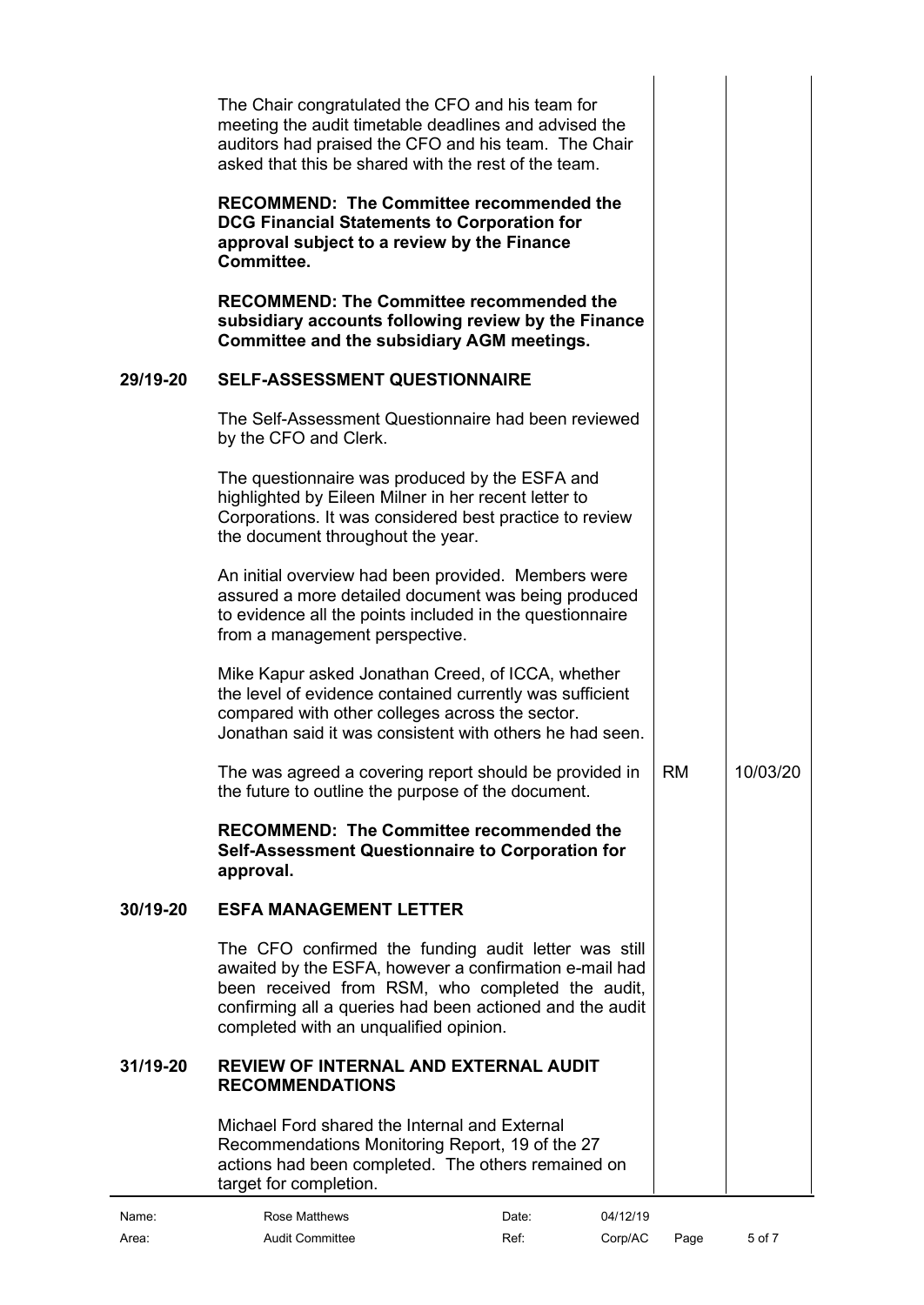The Chair congratulated the CFO and his team for meeting the audit timetable deadlines and advised the auditors had praised the CFO and his team. The Chair asked that this be shared with the rest of the team.

**RECOMMEND: The Committee recommended the DCG Financial Statements to Corporation for approval subject to a review by the Finance Committee.**

**RECOMMEND: The Committee recommended the subsidiary accounts following review by the Finance Committee and the subsidiary AGM meetings.**

## 29/19-20 SELF-ASSESSMENT QUESTIONNAIRE

The Self-Assessment Questionnaire had been reviewed by the CFO and Clerk.

The questionnaire was produced by the ESFA and highlighted by Eileen Milner in her recent letter to Corporations. It was considered best practice to review the document throughout the year.

An initial overview had been provided. Members were assured a more detailed document was being produced to evidence all the points included in the questionnaire from a management perspective.

Mike Kapur asked Jonathan Creed, of ICCA, whether the level of evidence contained currently was sufficient compared with other colleges across the sector. Jonathan said it was consistent with others he had seen.

| | Action | Date |
|---|---|---|
| The was agreed a covering report should be provided in the future to outline the purpose of the document. | RM | 10/03/20 |

**RECOMMEND: The Committee recommended the Self-Assessment Questionnaire to Corporation for approval.**

## 30/19-20 ESFA MANAGEMENT LETTER

The CFO confirmed the funding audit letter was still awaited by the ESFA, however a confirmation e-mail had been received from RSM, who completed the audit, confirming all a queries had been actioned and the audit completed with an unqualified opinion.

## 31/19-20 REVIEW OF INTERNAL AND EXTERNAL AUDIT RECOMMENDATIONS

Michael Ford shared the Internal and External Recommendations Monitoring Report, 19 of the 27 actions had been completed. The others remained on target for completion.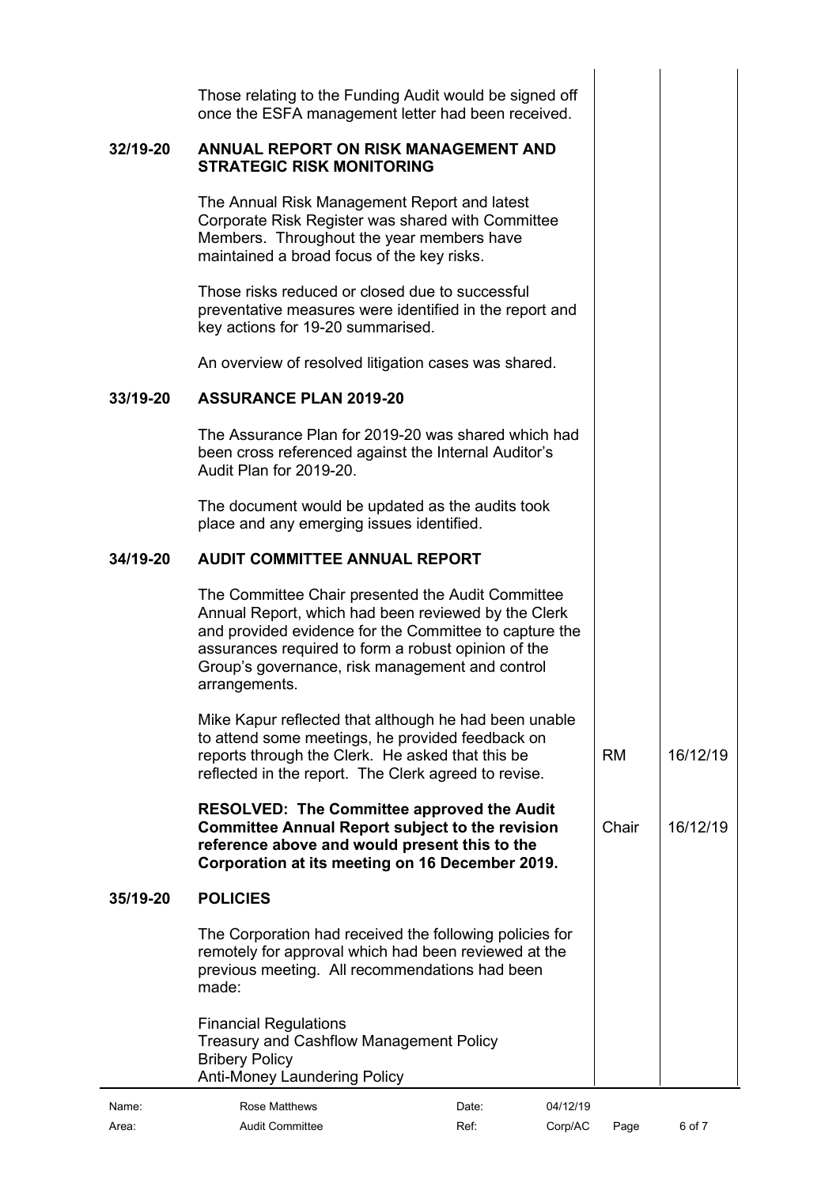| | | | |
|---|---|---|---|
| | Those relating to the Funding Audit would be signed off once the ESFA management letter had been received. | | |
| **32/19-20** | **ANNUAL REPORT ON RISK MANAGEMENT AND STRATEGIC RISK MONITORING** | | |
| | The Annual Risk Management Report and latest Corporate Risk Register was shared with Committee Members. Throughout the year members have maintained a broad focus of the key risks. | | |
| | Those risks reduced or closed due to successful preventative measures were identified in the report and key actions for 19-20 summarised. | | |
| | An overview of resolved litigation cases was shared. | | |
| **33/19-20** | **ASSURANCE PLAN 2019-20** | | |
| | The Assurance Plan for 2019-20 was shared which had been cross referenced against the Internal Auditor's Audit Plan for 2019-20. | | |
| | The document would be updated as the audits took place and any emerging issues identified. | | |
| **34/19-20** | **AUDIT COMMITTEE ANNUAL REPORT** | | |
| | The Committee Chair presented the Audit Committee Annual Report, which had been reviewed by the Clerk and provided evidence for the Committee to capture the assurances required to form a robust opinion of the Group's governance, risk management and control arrangements. | | |
| | Mike Kapur reflected that although he had been unable to attend some meetings, he provided feedback on reports through the Clerk. He asked that this be reflected in the report. The Clerk agreed to revise. | RM | 16/12/19 |
| | **RESOLVED: The Committee approved the Audit Committee Annual Report subject to the revision reference above and would present this to the Corporation at its meeting on 16 December 2019.** | Chair | 16/12/19 |
| **35/19-20** | **POLICIES** | | |
| | The Corporation had received the following policies for remotely for approval which had been reviewed at the previous meeting. All recommendations had been made:<br><br>Financial Regulations<br>Treasury and Cashflow Management Policy<br>Bribery Policy<br>Anti-Money Laundering Policy | | |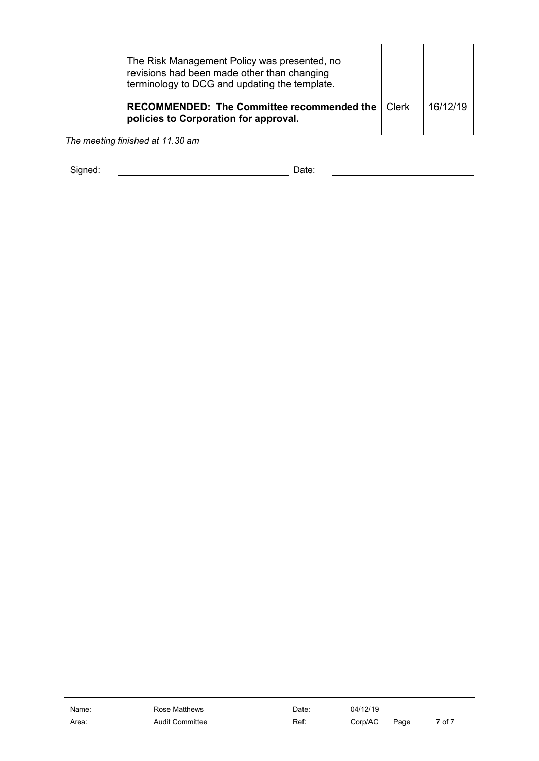| | | |
|---|---|---|
| The Risk Management Policy was presented, no revisions had been made other than changing terminology to DCG and updating the template.<br><br>**RECOMMENDED: The Committee recommended the policies to Corporation for approval.** | Clerk | 16/12/19 |

*The meeting finished at 11.30 am*

Signed: ______________________ Date: ______________________